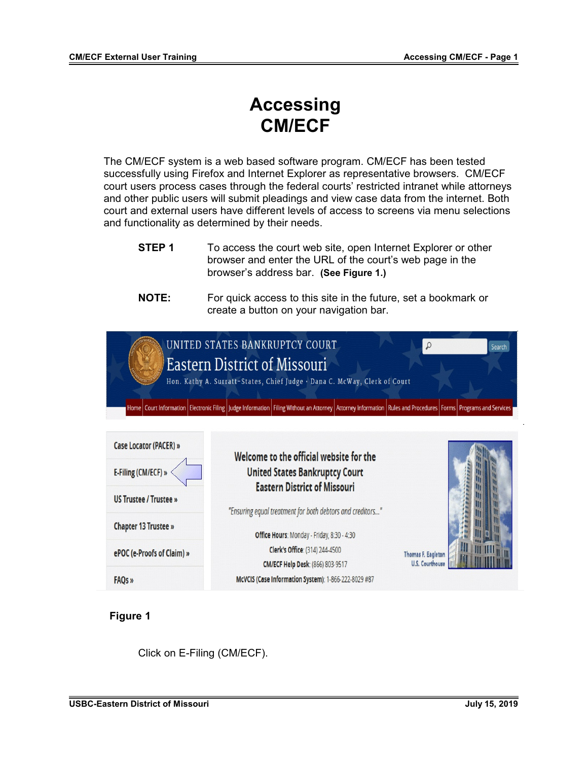# Accessing CM/ECF

The CM/ECF system is a web based software program. CM/ECF has been tested successfully using Firefox and Internet Explorer as representative browsers. CM/ECF court users process cases through the federal courts' restricted intranet while attorneys and other public users will submit pleadings and view case data from the internet. Both court and external users have different levels of access to screens via menu selections and functionality as determined by their needs.

**STEP 1** To access the court web site, open Internet Explorer or other browser and enter the URL of the court's web page in the browser's address bar. **(See Figure 1.)**

**NOTE:** For quick access to this site in the future, set a bookmark or create a button on your navigation bar.

UNITED STATES BANKRUPTCY COURT
Eastern District of Missouri
Hon. Kathy A. Surratt-States, Chief Judge · Dana C. McWay, Clerk of Court

Search

Home | Court Information | Electronic Filing | Judge Information | Filing Without an Attorney | Attorney Information | Rules and Procedures | Forms | Programs and Services

Case Locator (PACER) »
E-Filing (CM/ECF) »
US Trustee / Trustee »
Chapter 13 Trustee »
ePOC (e-Proofs of Claim) »
FAQs »

Welcome to the official website for the United States Bankruptcy Court Eastern District of Missouri

"Ensuring equal treatment for both debtors and creditors..."

Office Hours: Monday - Friday, 8:30 - 4:30
Clerk's Office: (314) 244-4500
CM/ECF Help Desk: (866) 803-9517
McVCIS (Case Information System): 1-866-222-8029 #87

Thomas F. Eagleton U.S. Courthouse

**Figure 1**

Click on E-Filing (CM/ECF).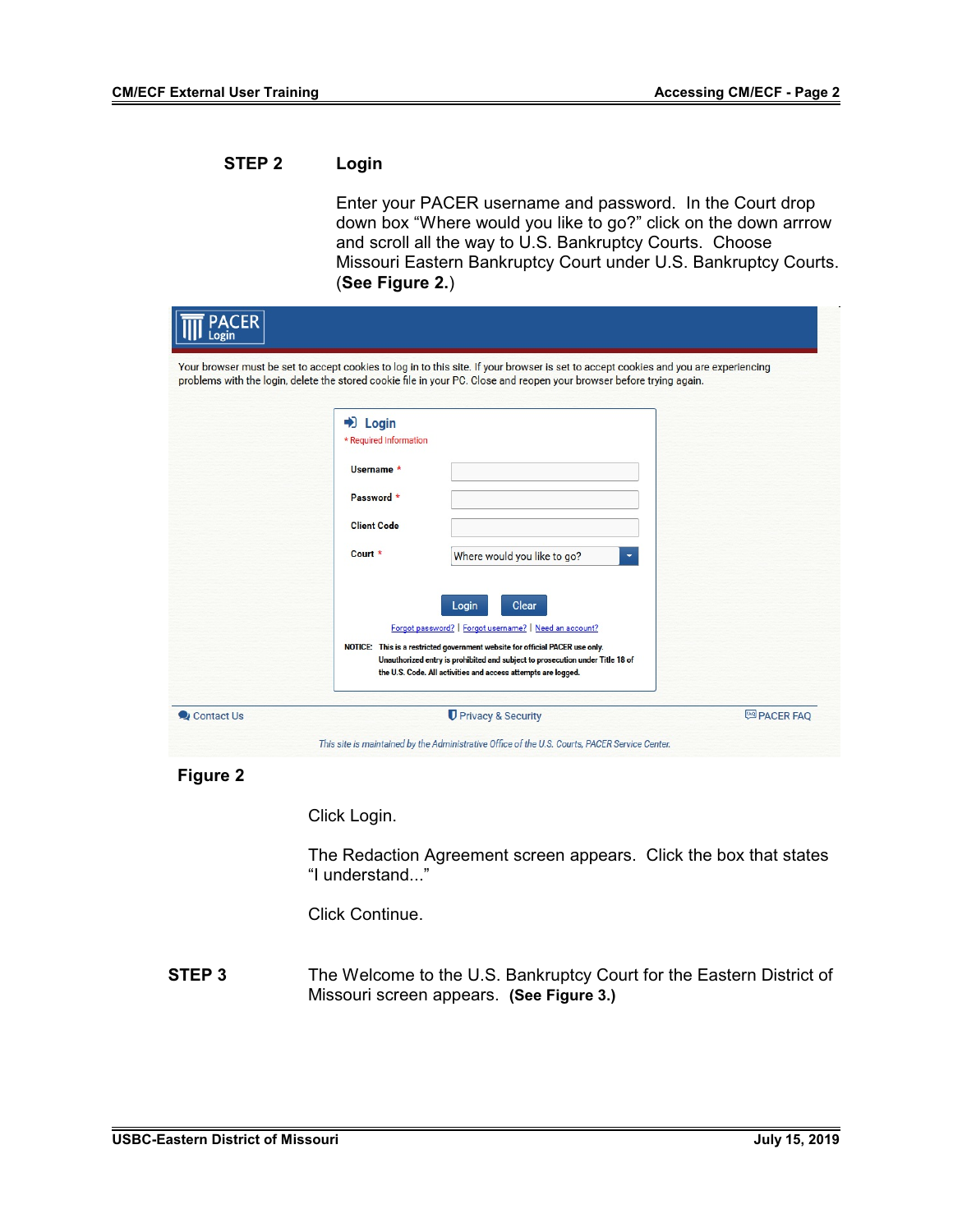**STEP 2** **Login**

Enter your PACER username and password. In the Court drop down box “Where would you like to go?” click on the down arrrow and scroll all the way to U.S. Bankruptcy Courts. Choose Missouri Eastern Bankruptcy Court under U.S. Bankruptcy Courts. (**See Figure 2.**)

**Figure 2**

Click Login.

The Redaction Agreement screen appears. Click the box that states “I understand...”

Click Continue.

**STEP 3** The Welcome to the U.S. Bankruptcy Court for the Eastern District of Missouri screen appears. **(See Figure 3.)**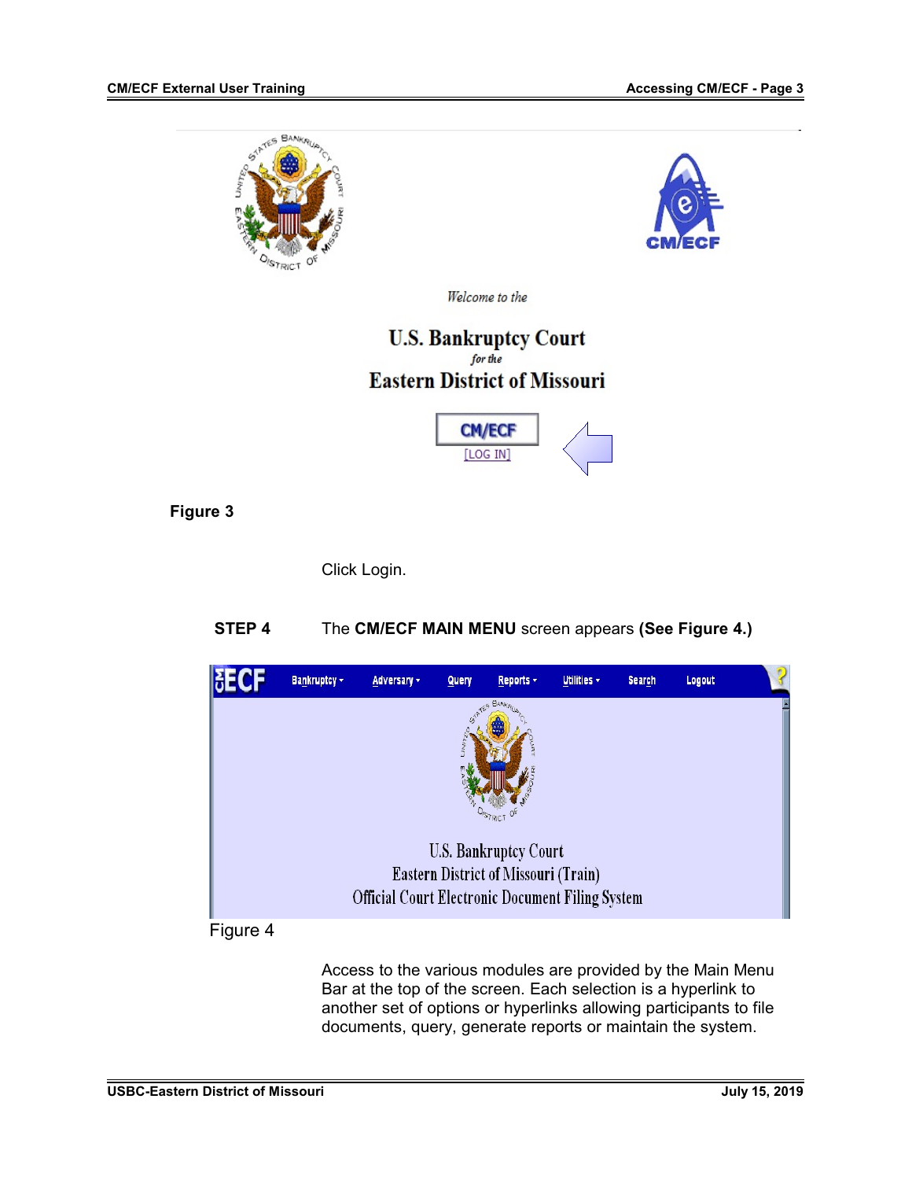Welcome to the

U.S. Bankruptcy Court
for the
Eastern District of Missouri

CM/ECF
[LOG IN]

**Figure 3**

Click Login.

**STEP 4** The **CM/ECF MAIN MENU** screen appears **(See Figure 4.)**

ECF Bankruptcy Adversary Query Reports Utilities Search Logout

U.S. Bankruptcy Court
Eastern District of Missouri (Train)
Official Court Electronic Document Filing System

Figure 4

Access to the various modules are provided by the Main Menu Bar at the top of the screen. Each selection is a hyperlink to another set of options or hyperlinks allowing participants to file documents, query, generate reports or maintain the system.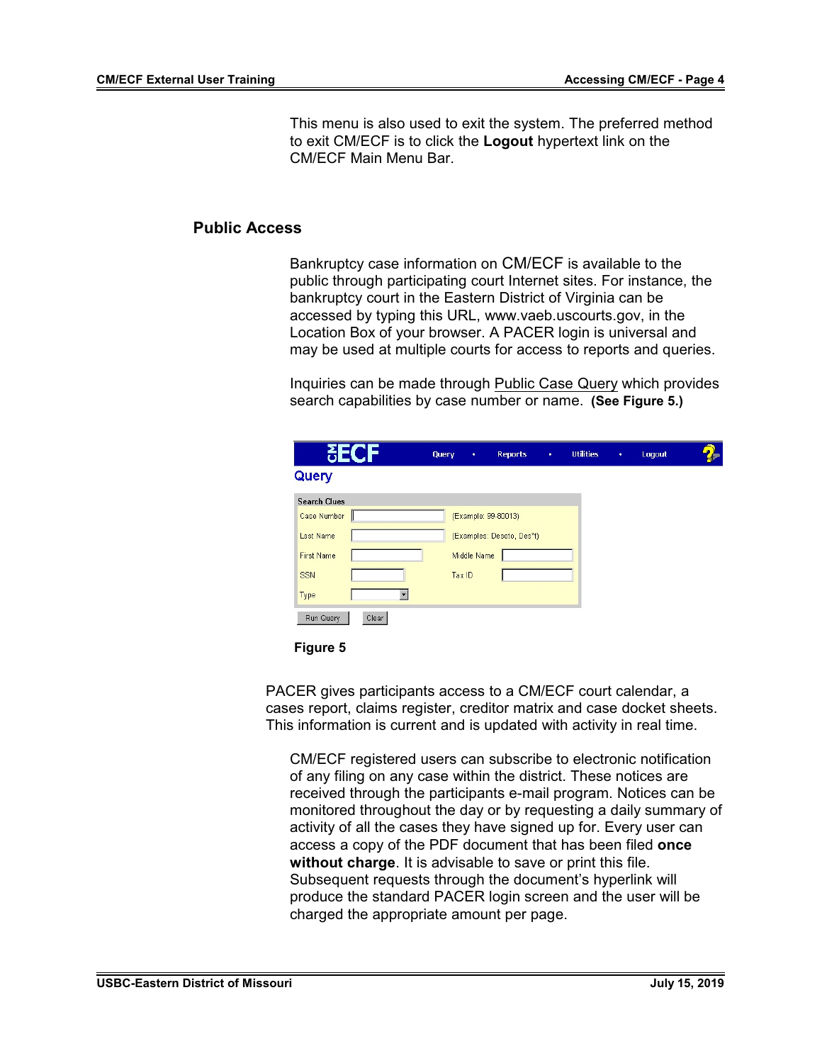This menu is also used to exit the system. The preferred method to exit CM/ECF is to click the **Logout** hypertext link on the CM/ECF Main Menu Bar.

## Public Access

Bankruptcy case information on CM/ECF is available to the public through participating court Internet sites. For instance, the bankruptcy court in the Eastern District of Virginia can be accessed by typing this URL, www.vaeb.uscourts.gov, in the Location Box of your browser. A PACER login is universal and may be used at multiple courts for access to reports and queries.

Inquiries can be made through Public Case Query which provides search capabilities by case number or name. **(See Figure 5.)**

CM ECF Query • Reports • Utilities • Logout

Query

Search Clues

Case Number (Example: 99-80013)

Last Name (Examples: Desoto, Des*t)

First Name Middle Name

SSN Tax ID

Type

Run Query Clear

**Figure 5**

PACER gives participants access to a CM/ECF court calendar, a cases report, claims register, creditor matrix and case docket sheets. This information is current and is updated with activity in real time.

CM/ECF registered users can subscribe to electronic notification of any filing on any case within the district. These notices are received through the participants e-mail program. Notices can be monitored throughout the day or by requesting a daily summary of activity of all the cases they have signed up for. Every user can access a copy of the PDF document that has been filed **once without charge**. It is advisable to save or print this file. Subsequent requests through the document's hyperlink will produce the standard PACER login screen and the user will be charged the appropriate amount per page.